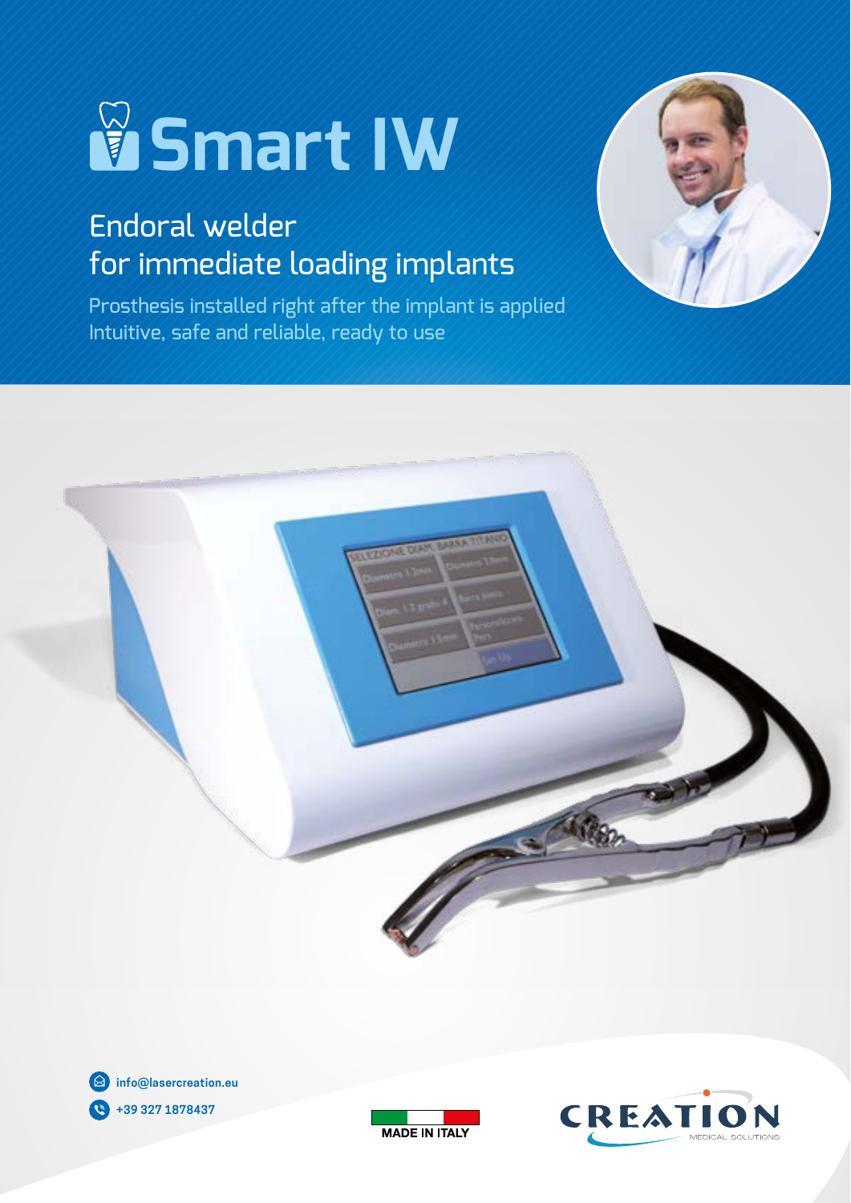# Smart IW

## Endoral welder for immediate loading implants

Prosthesis installed right after the implant is applied
Intuitive, safe and reliable, ready to use

info@lasercreation.eu

+39 327 1878437

MADE IN ITALY

CREATION MEDICAL SOLUTIONS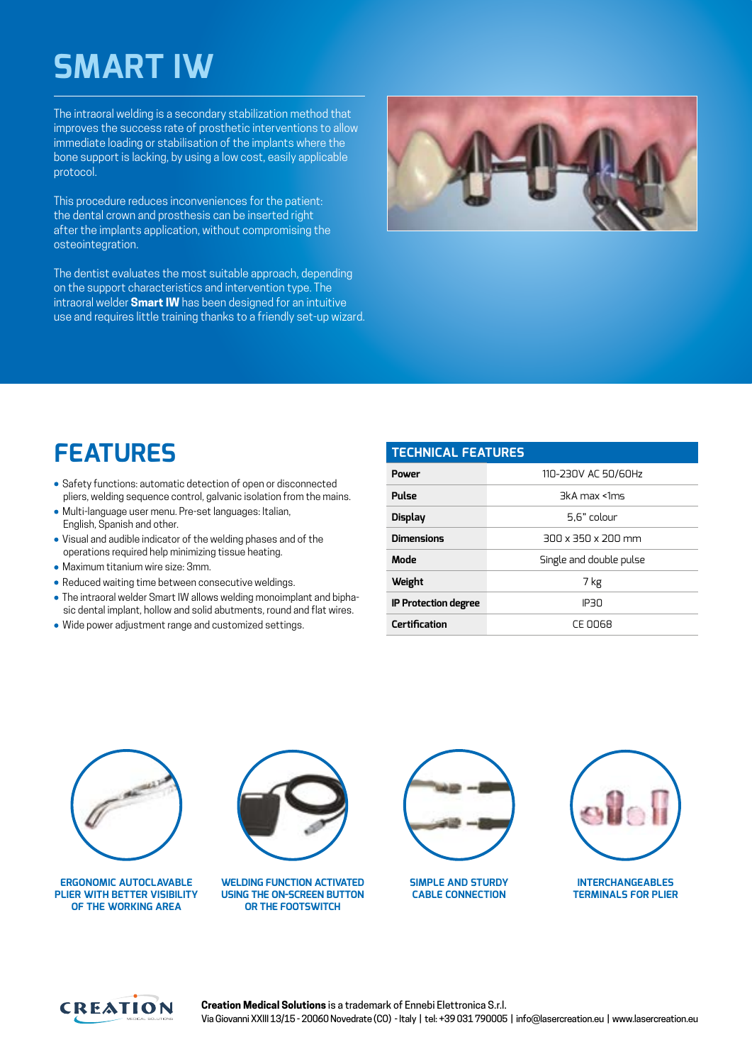# SMART IW

The intraoral welding is a secondary stabilization method that improves the success rate of prosthetic interventions to allow immediate loading or stabilisation of the implants where the bone support is lacking, by using a low cost, easily applicable protocol.

This procedure reduces inconveniences for the patient: the dental crown and prosthesis can be inserted right after the implants application, without compromising the osteointegration.

The dentist evaluates the most suitable approach, depending on the support characteristics and intervention type. The intraoral welder **Smart IW** has been designed for an intuitive use and requires little training thanks to a friendly set-up wizard.

## FEATURES

- Safety functions: automatic detection of open or disconnected pliers, welding sequence control, galvanic isolation from the mains.
- Multi-language user menu. Pre-set languages: Italian, English, Spanish and other.
- Visual and audible indicator of the welding phases and of the operations required help minimizing tissue heating.
- Maximum titanium wire size: 3mm.
- Reduced waiting time between consecutive weldings.
- The intraoral welder Smart IW allows welding monoimplant and biphasic dental implant, hollow and solid abutments, round and flat wires.
- Wide power adjustment range and customized settings.

| TECHNICAL FEATURES | |
|---|---|
| **Power** | 110-230V AC 50/60Hz |
| **Pulse** | 3kA max <1ms |
| **Display** | 5,6" colour |
| **Dimensions** | 300 x 350 x 200 mm |
| **Mode** | Single and double pulse |
| **Weight** | 7 kg |
| **IP Protection degree** | IP30 |
| **Certification** | CE 0068 |

ERGONOMIC AUTOCLAVABLE PLIER WITH BETTER VISIBILITY OF THE WORKING AREA

WELDING FUNCTION ACTIVATED USING THE ON-SCREEN BUTTON OR THE FOOTSWITCH

SIMPLE AND STURDY CABLE CONNECTION

INTERCHANGEABLES TERMINALS FOR PLIER

**Creation Medical Solutions** is a trademark of Ennebi Elettronica S.r.l.
Via Giovanni XXIII 13/15 - 20060 Novedrate (CO) - Italy | tel: +39 031 790005 | info@lasercreation.eu | www.lasercreation.eu